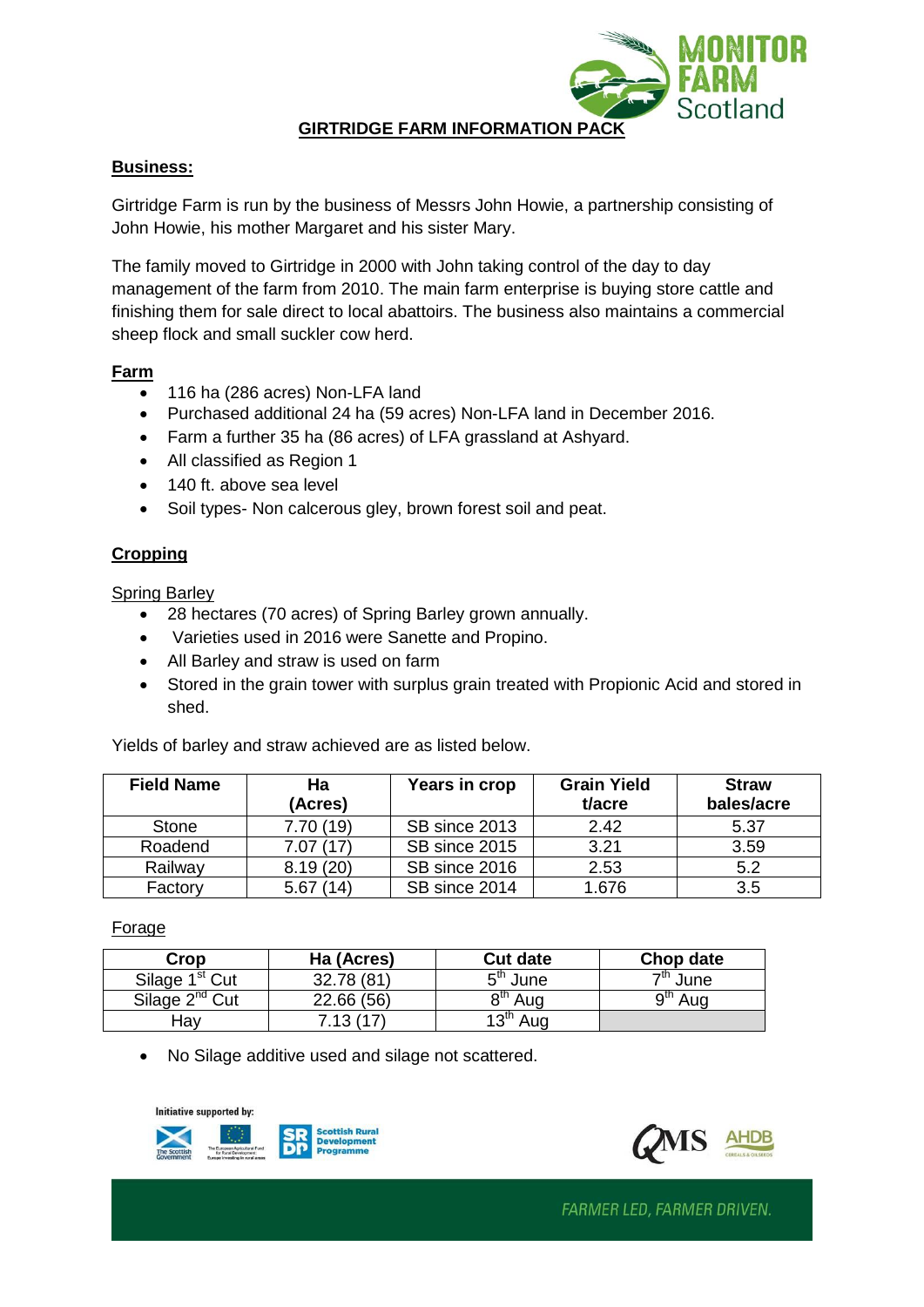# GIRTRIDGE FARM INFORMATION PACK

## Business:

Girtridge Farm is run by the business of Messrs John Howie, a partnership consisting of John Howie, his mother Margaret and his sister Mary.

The family moved to Girtridge in 2000 with John taking control of the day to day management of the farm from 2010. The main farm enterprise is buying store cattle and finishing them for sale direct to local abattoirs. The business also maintains a commercial sheep flock and small suckler cow herd.

## Farm

- 116 ha (286 acres) Non-LFA land
- Purchased additional 24 ha (59 acres) Non-LFA land in December 2016.
- Farm a further 35 ha (86 acres) of LFA grassland at Ashyard.
- All classified as Region 1
- 140 ft. above sea level
- Soil types- Non calcerous gley, brown forest soil and peat.

## Cropping

### Spring Barley

- 28 hectares (70 acres) of Spring Barley grown annually.
- Varieties used in 2016 were Sanette and Propino.
- All Barley and straw is used on farm
- Stored in the grain tower with surplus grain treated with Propionic Acid and stored in shed.

Yields of barley and straw achieved are as listed below.

| Field Name | Ha (Acres) | Years in crop | Grain Yield t/acre | Straw bales/acre |
|---|---|---|---|---|
| Stone | 7.70 (19) | SB since 2013 | 2.42 | 5.37 |
| Roadend | 7.07 (17) | SB since 2015 | 3.21 | 3.59 |
| Railway | 8.19 (20) | SB since 2016 | 2.53 | 5.2 |
| Factory | 5.67 (14) | SB since 2014 | 1.676 | 3.5 |

### Forage

| Crop | Ha (Acres) | Cut date | Chop date |
|---|---|---|---|
| Silage 1st Cut | 32.78 (81) | 5th June | 7th June |
| Silage 2nd Cut | 22.66 (56) | 8th Aug | 9th Aug |
| Hay | 7.13 (17) | 13th Aug | |

- No Silage additive used and silage not scattered.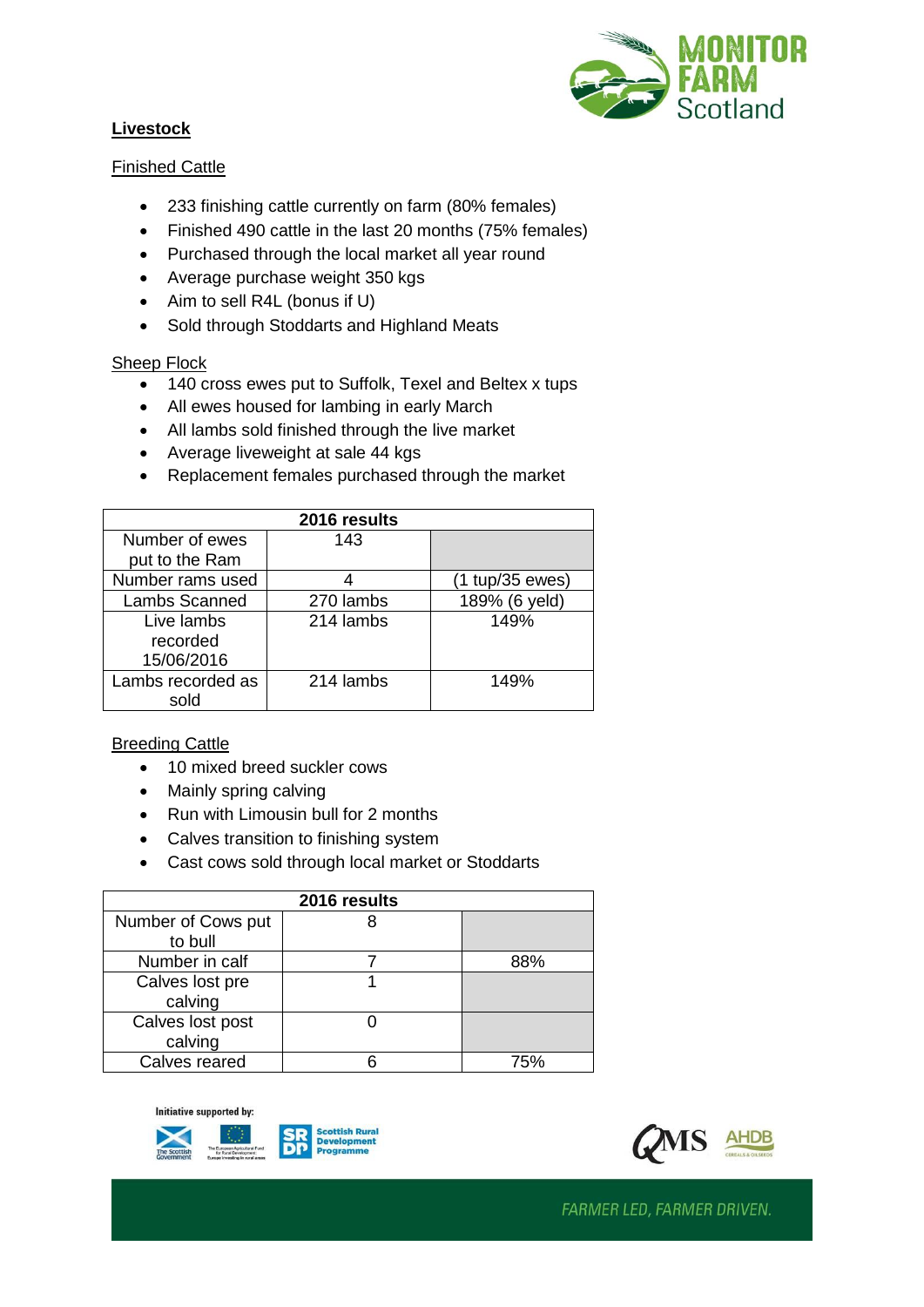## Livestock

### Finished Cattle

- 233 finishing cattle currently on farm (80% females)
- Finished 490 cattle in the last 20 months (75% females)
- Purchased through the local market all year round
- Average purchase weight 350 kgs
- Aim to sell R4L (bonus if U)
- Sold through Stoddarts and Highland Meats

### Sheep Flock

- 140 cross ewes put to Suffolk, Texel and Beltex x tups
- All ewes housed for lambing in early March
- All lambs sold finished through the live market
- Average liveweight at sale 44 kgs
- Replacement females purchased through the market

| 2016 results | | |
|---|---|---|
| Number of ewes put to the Ram | 143 | |
| Number rams used | 4 | (1 tup/35 ewes) |
| Lambs Scanned | 270 lambs | 189% (6 yeld) |
| Live lambs recorded 15/06/2016 | 214 lambs | 149% |
| Lambs recorded as sold | 214 lambs | 149% |

### Breeding Cattle

- 10 mixed breed suckler cows
- Mainly spring calving
- Run with Limousin bull for 2 months
- Calves transition to finishing system
- Cast cows sold through local market or Stoddarts

| 2016 results | | |
|---|---|---|
| Number of Cows put to bull | 8 | |
| Number in calf | 7 | 88% |
| Calves lost pre calving | 1 | |
| Calves lost post calving | 0 | |
| Calves reared | 6 | 75% |

Initiative supported by:

FARMER LED, FARMER DRIVEN.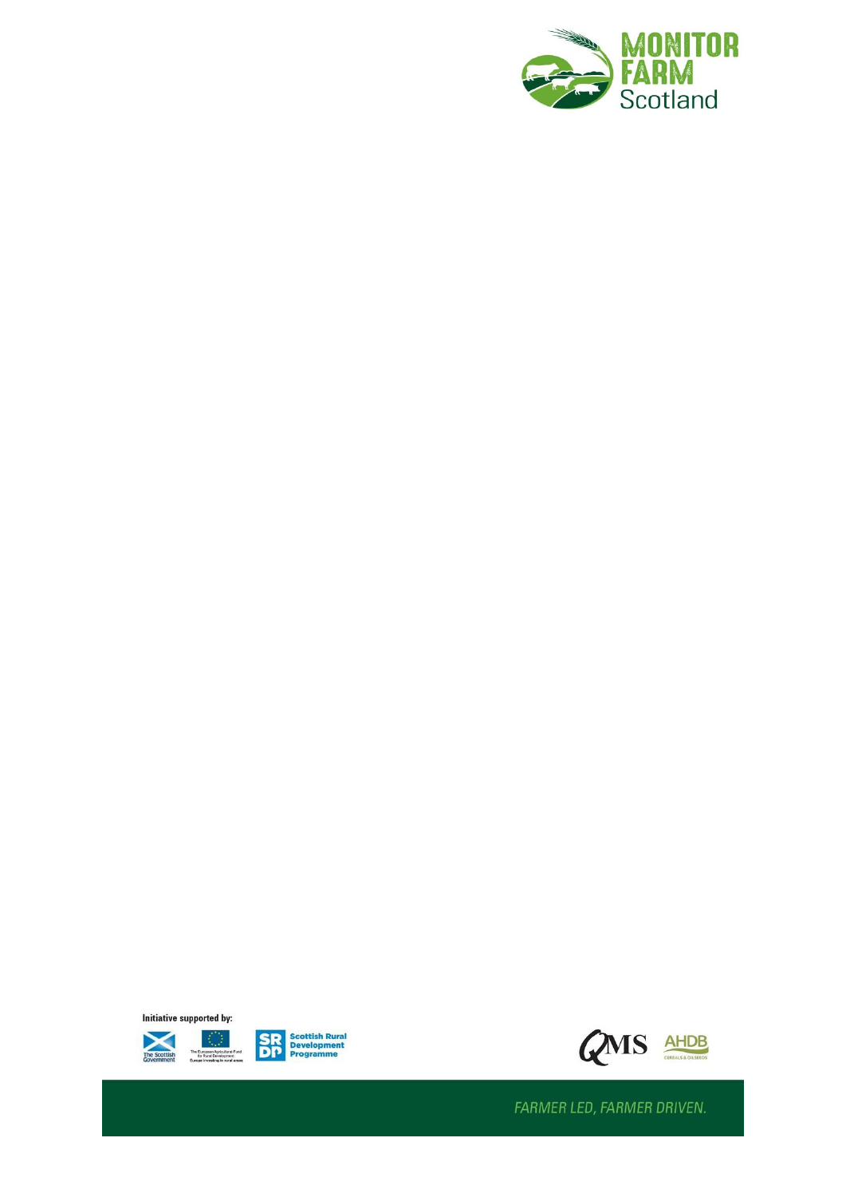MONITOR FARM Scotland

Initiative supported by:

The Scottish Government

The European Agricultural Fund for Rural Development: Europe investing in rural areas

Scottish Rural Development Programme

QMS

AHDB CEREALS & OILSEEDS

*FARMER LED, FARMER DRIVEN.*